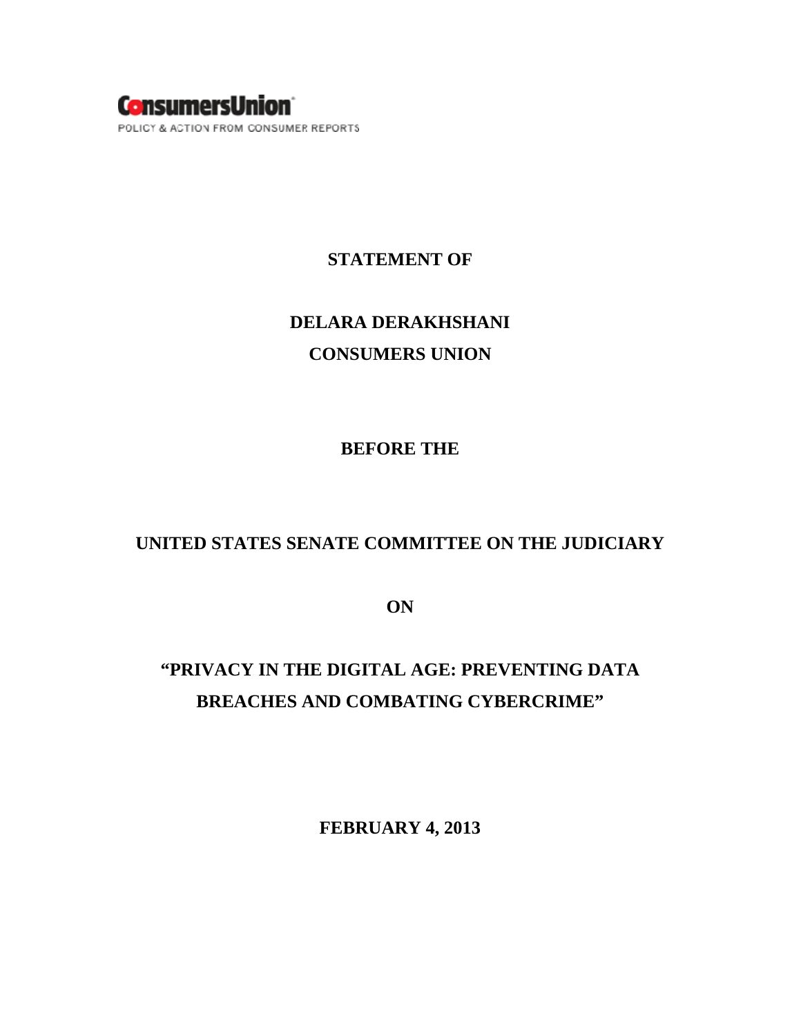ConsumersUnion

POLICY & ACTION FROM CONSUMER REPORTS

**STATEMENT OF**

**DELARA DERAKHSHANI**

**CONSUMERS UNION**

**BEFORE THE**

**UNITED STATES SENATE COMMITTEE ON THE JUDICIARY**

**ON**

**"PRIVACY IN THE DIGITAL AGE: PREVENTING DATA BREACHES AND COMBATING CYBERCRIME"**

**FEBRUARY 4, 2013**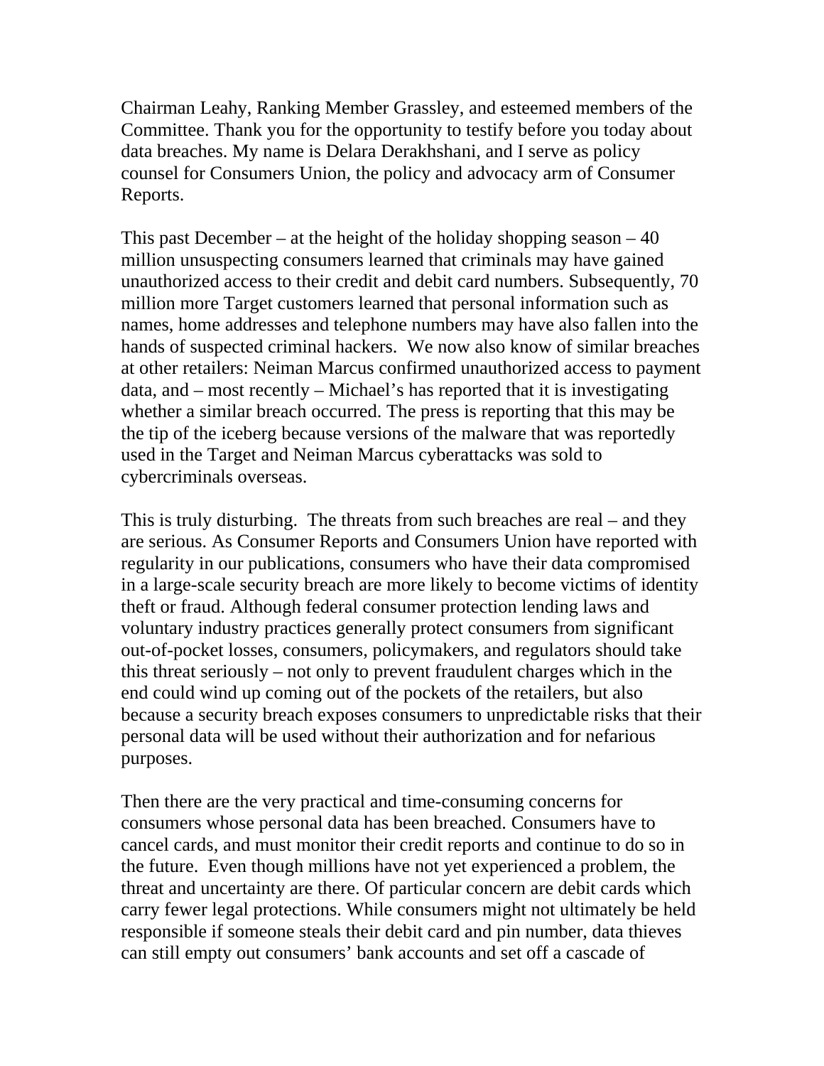Chairman Leahy, Ranking Member Grassley, and esteemed members of the Committee. Thank you for the opportunity to testify before you today about data breaches. My name is Delara Derakhshani, and I serve as policy counsel for Consumers Union, the policy and advocacy arm of Consumer Reports.

This past December – at the height of the holiday shopping season – 40 million unsuspecting consumers learned that criminals may have gained unauthorized access to their credit and debit card numbers. Subsequently, 70 million more Target customers learned that personal information such as names, home addresses and telephone numbers may have also fallen into the hands of suspected criminal hackers. We now also know of similar breaches at other retailers: Neiman Marcus confirmed unauthorized access to payment data, and – most recently – Michael's has reported that it is investigating whether a similar breach occurred. The press is reporting that this may be the tip of the iceberg because versions of the malware that was reportedly used in the Target and Neiman Marcus cyberattacks was sold to cybercriminals overseas.

This is truly disturbing. The threats from such breaches are real – and they are serious. As Consumer Reports and Consumers Union have reported with regularity in our publications, consumers who have their data compromised in a large-scale security breach are more likely to become victims of identity theft or fraud. Although federal consumer protection lending laws and voluntary industry practices generally protect consumers from significant out-of-pocket losses, consumers, policymakers, and regulators should take this threat seriously – not only to prevent fraudulent charges which in the end could wind up coming out of the pockets of the retailers, but also because a security breach exposes consumers to unpredictable risks that their personal data will be used without their authorization and for nefarious purposes.

Then there are the very practical and time-consuming concerns for consumers whose personal data has been breached. Consumers have to cancel cards, and must monitor their credit reports and continue to do so in the future. Even though millions have not yet experienced a problem, the threat and uncertainty are there. Of particular concern are debit cards which carry fewer legal protections. While consumers might not ultimately be held responsible if someone steals their debit card and pin number, data thieves can still empty out consumers' bank accounts and set off a cascade of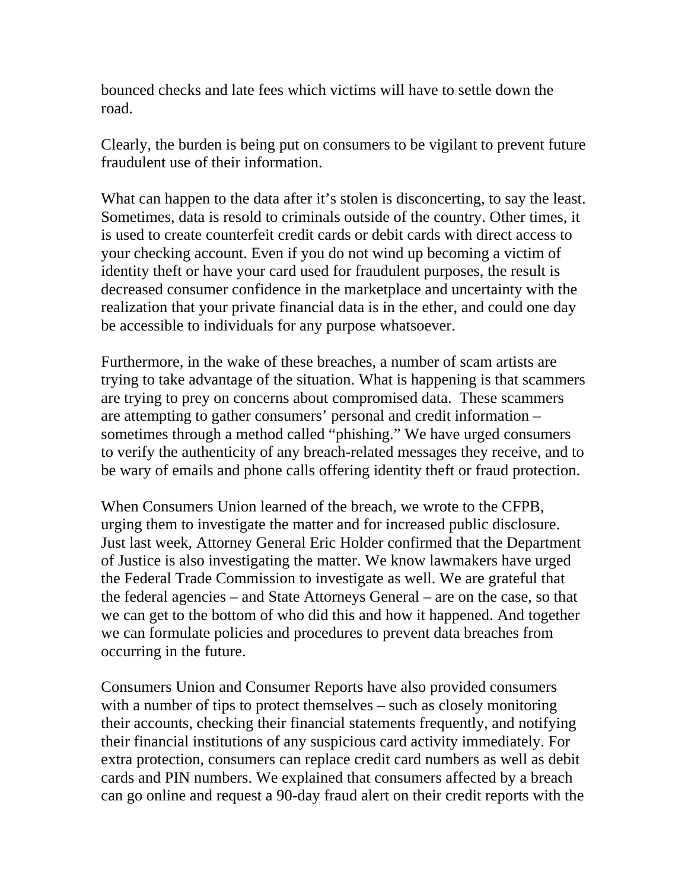bounced checks and late fees which victims will have to settle down the road.

Clearly, the burden is being put on consumers to be vigilant to prevent future fraudulent use of their information.

What can happen to the data after it's stolen is disconcerting, to say the least. Sometimes, data is resold to criminals outside of the country. Other times, it is used to create counterfeit credit cards or debit cards with direct access to your checking account. Even if you do not wind up becoming a victim of identity theft or have your card used for fraudulent purposes, the result is decreased consumer confidence in the marketplace and uncertainty with the realization that your private financial data is in the ether, and could one day be accessible to individuals for any purpose whatsoever.

Furthermore, in the wake of these breaches, a number of scam artists are trying to take advantage of the situation. What is happening is that scammers are trying to prey on concerns about compromised data. These scammers are attempting to gather consumers' personal and credit information – sometimes through a method called "phishing." We have urged consumers to verify the authenticity of any breach-related messages they receive, and to be wary of emails and phone calls offering identity theft or fraud protection.

When Consumers Union learned of the breach, we wrote to the CFPB, urging them to investigate the matter and for increased public disclosure. Just last week, Attorney General Eric Holder confirmed that the Department of Justice is also investigating the matter. We know lawmakers have urged the Federal Trade Commission to investigate as well. We are grateful that the federal agencies – and State Attorneys General – are on the case, so that we can get to the bottom of who did this and how it happened. And together we can formulate policies and procedures to prevent data breaches from occurring in the future.

Consumers Union and Consumer Reports have also provided consumers with a number of tips to protect themselves – such as closely monitoring their accounts, checking their financial statements frequently, and notifying their financial institutions of any suspicious card activity immediately. For extra protection, consumers can replace credit card numbers as well as debit cards and PIN numbers. We explained that consumers affected by a breach can go online and request a 90-day fraud alert on their credit reports with the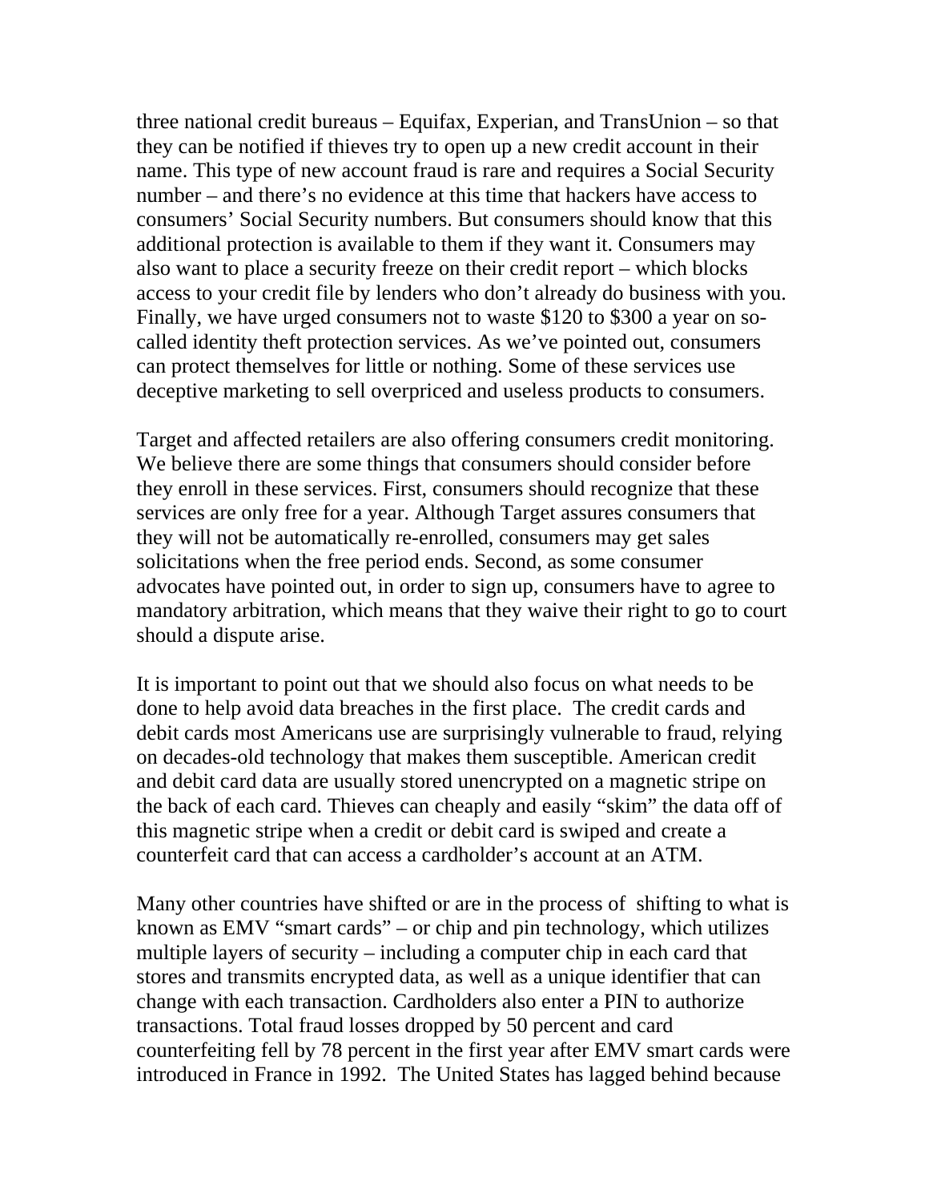three national credit bureaus – Equifax, Experian, and TransUnion – so that they can be notified if thieves try to open up a new credit account in their name. This type of new account fraud is rare and requires a Social Security number – and there's no evidence at this time that hackers have access to consumers' Social Security numbers. But consumers should know that this additional protection is available to them if they want it. Consumers may also want to place a security freeze on their credit report – which blocks access to your credit file by lenders who don't already do business with you. Finally, we have urged consumers not to waste $120 to $300 a year on so-called identity theft protection services. As we've pointed out, consumers can protect themselves for little or nothing. Some of these services use deceptive marketing to sell overpriced and useless products to consumers.

Target and affected retailers are also offering consumers credit monitoring. We believe there are some things that consumers should consider before they enroll in these services. First, consumers should recognize that these services are only free for a year. Although Target assures consumers that they will not be automatically re-enrolled, consumers may get sales solicitations when the free period ends. Second, as some consumer advocates have pointed out, in order to sign up, consumers have to agree to mandatory arbitration, which means that they waive their right to go to court should a dispute arise.

It is important to point out that we should also focus on what needs to be done to help avoid data breaches in the first place. The credit cards and debit cards most Americans use are surprisingly vulnerable to fraud, relying on decades-old technology that makes them susceptible. American credit and debit card data are usually stored unencrypted on a magnetic stripe on the back of each card. Thieves can cheaply and easily "skim" the data off of this magnetic stripe when a credit or debit card is swiped and create a counterfeit card that can access a cardholder's account at an ATM.

Many other countries have shifted or are in the process of shifting to what is known as EMV "smart cards" – or chip and pin technology, which utilizes multiple layers of security – including a computer chip in each card that stores and transmits encrypted data, as well as a unique identifier that can change with each transaction. Cardholders also enter a PIN to authorize transactions. Total fraud losses dropped by 50 percent and card counterfeiting fell by 78 percent in the first year after EMV smart cards were introduced in France in 1992. The United States has lagged behind because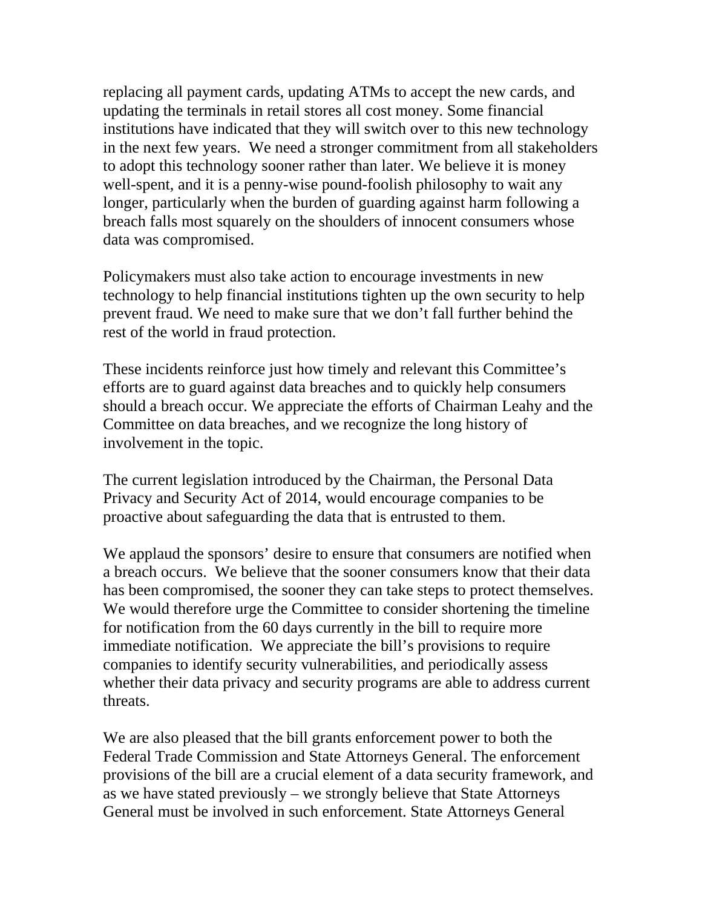replacing all payment cards, updating ATMs to accept the new cards, and updating the terminals in retail stores all cost money. Some financial institutions have indicated that they will switch over to this new technology in the next few years. We need a stronger commitment from all stakeholders to adopt this technology sooner rather than later. We believe it is money well-spent, and it is a penny-wise pound-foolish philosophy to wait any longer, particularly when the burden of guarding against harm following a breach falls most squarely on the shoulders of innocent consumers whose data was compromised.

Policymakers must also take action to encourage investments in new technology to help financial institutions tighten up the own security to help prevent fraud. We need to make sure that we don't fall further behind the rest of the world in fraud protection.

These incidents reinforce just how timely and relevant this Committee's efforts are to guard against data breaches and to quickly help consumers should a breach occur. We appreciate the efforts of Chairman Leahy and the Committee on data breaches, and we recognize the long history of involvement in the topic.

The current legislation introduced by the Chairman, the Personal Data Privacy and Security Act of 2014, would encourage companies to be proactive about safeguarding the data that is entrusted to them.

We applaud the sponsors' desire to ensure that consumers are notified when a breach occurs. We believe that the sooner consumers know that their data has been compromised, the sooner they can take steps to protect themselves. We would therefore urge the Committee to consider shortening the timeline for notification from the 60 days currently in the bill to require more immediate notification. We appreciate the bill's provisions to require companies to identify security vulnerabilities, and periodically assess whether their data privacy and security programs are able to address current threats.

We are also pleased that the bill grants enforcement power to both the Federal Trade Commission and State Attorneys General. The enforcement provisions of the bill are a crucial element of a data security framework, and as we have stated previously – we strongly believe that State Attorneys General must be involved in such enforcement. State Attorneys General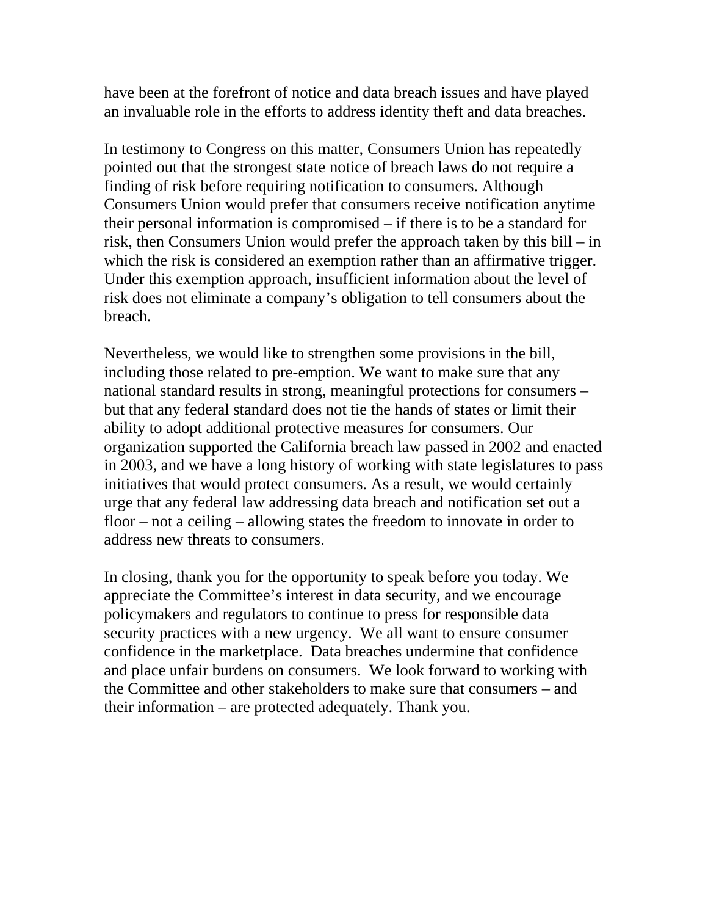have been at the forefront of notice and data breach issues and have played an invaluable role in the efforts to address identity theft and data breaches.

In testimony to Congress on this matter, Consumers Union has repeatedly pointed out that the strongest state notice of breach laws do not require a finding of risk before requiring notification to consumers. Although Consumers Union would prefer that consumers receive notification anytime their personal information is compromised – if there is to be a standard for risk, then Consumers Union would prefer the approach taken by this bill – in which the risk is considered an exemption rather than an affirmative trigger. Under this exemption approach, insufficient information about the level of risk does not eliminate a company's obligation to tell consumers about the breach.

Nevertheless, we would like to strengthen some provisions in the bill, including those related to pre-emption. We want to make sure that any national standard results in strong, meaningful protections for consumers – but that any federal standard does not tie the hands of states or limit their ability to adopt additional protective measures for consumers. Our organization supported the California breach law passed in 2002 and enacted in 2003, and we have a long history of working with state legislatures to pass initiatives that would protect consumers. As a result, we would certainly urge that any federal law addressing data breach and notification set out a floor – not a ceiling – allowing states the freedom to innovate in order to address new threats to consumers.

In closing, thank you for the opportunity to speak before you today. We appreciate the Committee's interest in data security, and we encourage policymakers and regulators to continue to press for responsible data security practices with a new urgency. We all want to ensure consumer confidence in the marketplace. Data breaches undermine that confidence and place unfair burdens on consumers. We look forward to working with the Committee and other stakeholders to make sure that consumers – and their information – are protected adequately. Thank you.